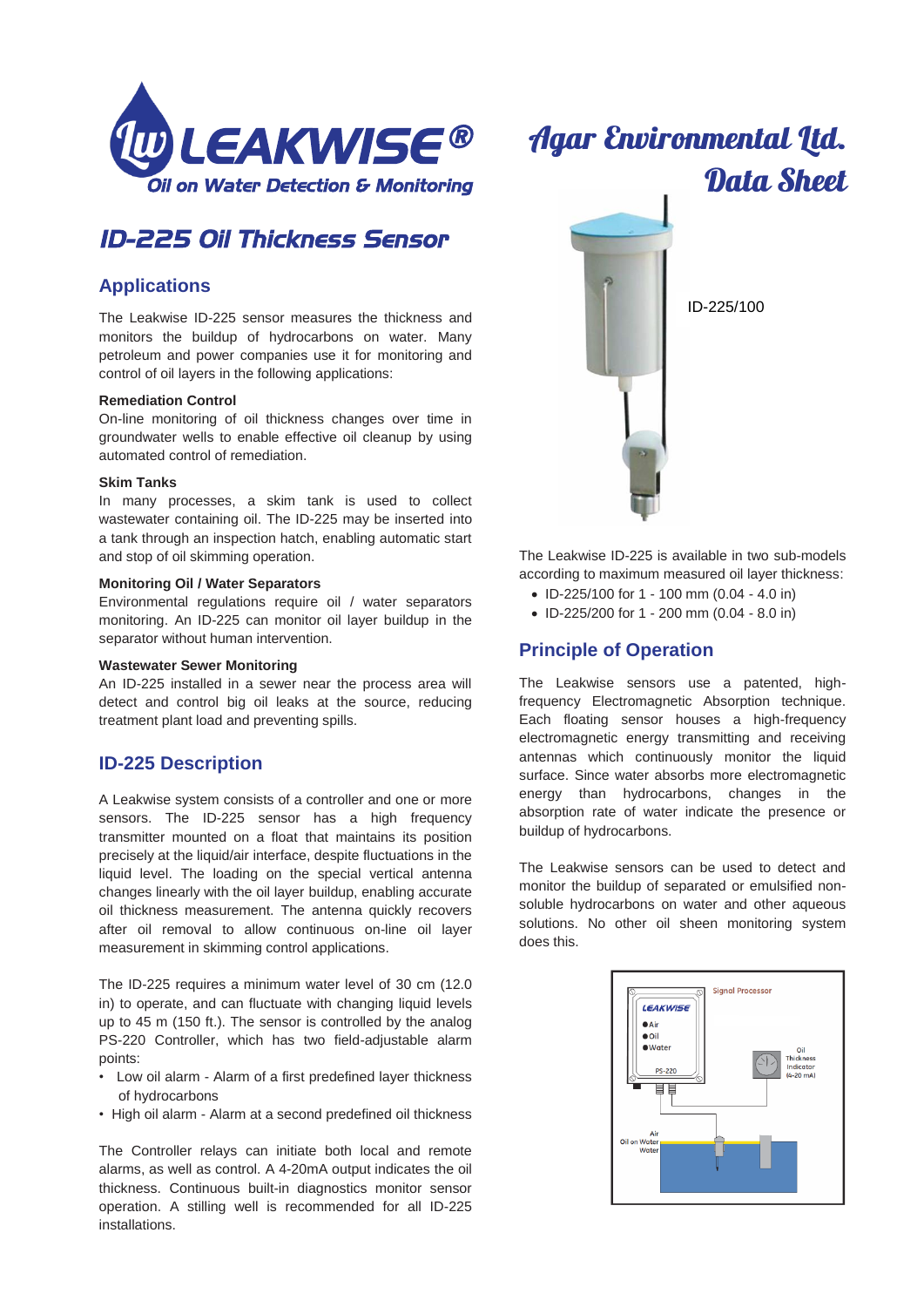LEAKWISE®

Oil on Water Detection & Monitoring

Agar Environmental Ltd.

Data Sheet

# ID-225 Oil Thickness Sensor

## Applications

The Leakwise ID-225 sensor measures the thickness and monitors the buildup of hydrocarbons on water. Many petroleum and power companies use it for monitoring and control of oil layers in the following applications:

**Remediation Control**

On-line monitoring of oil thickness changes over time in groundwater wells to enable effective oil cleanup by using automated control of remediation.

**Skim Tanks**

In many processes, a skim tank is used to collect wastewater containing oil. The ID-225 may be inserted into a tank through an inspection hatch, enabling automatic start and stop of oil skimming operation.

**Monitoring Oil / Water Separators**

Environmental regulations require oil / water separators monitoring. An ID-225 can monitor oil layer buildup in the separator without human intervention.

**Wastewater Sewer Monitoring**

An ID-225 installed in a sewer near the process area will detect and control big oil leaks at the source, reducing treatment plant load and preventing spills.

## ID-225 Description

A Leakwise system consists of a controller and one or more sensors. The ID-225 sensor has a high frequency transmitter mounted on a float that maintains its position precisely at the liquid/air interface, despite fluctuations in the liquid level. The loading on the special vertical antenna changes linearly with the oil layer buildup, enabling accurate oil thickness measurement. The antenna quickly recovers after oil removal to allow continuous on-line oil layer measurement in skimming control applications.

The ID-225 requires a minimum water level of 30 cm (12.0 in) to operate, and can fluctuate with changing liquid levels up to 45 m (150 ft.). The sensor is controlled by the analog PS-220 Controller, which has two field-adjustable alarm points:

- Low oil alarm - Alarm of a first predefined layer thickness of hydrocarbons
- High oil alarm - Alarm at a second predefined oil thickness

The Controller relays can initiate both local and remote alarms, as well as control. A 4-20mA output indicates the oil thickness. Continuous built-in diagnostics monitor sensor operation. A stilling well is recommended for all ID-225 installations.

ID-225/100

The Leakwise ID-225 is available in two sub-models according to maximum measured oil layer thickness:

- ID-225/100 for 1 - 100 mm (0.04 - 4.0 in)
- ID-225/200 for 1 - 200 mm (0.04 - 8.0 in)

## Principle of Operation

The Leakwise sensors use a patented, high-frequency Electromagnetic Absorption technique. Each floating sensor houses a high-frequency electromagnetic energy transmitting and receiving antennas which continuously monitor the liquid surface. Since water absorbs more electromagnetic energy than hydrocarbons, changes in the absorption rate of water indicate the presence or buildup of hydrocarbons.

The Leakwise sensors can be used to detect and monitor the buildup of separated or emulsified non-soluble hydrocarbons on water and other aqueous solutions. No other oil sheen monitoring system does this.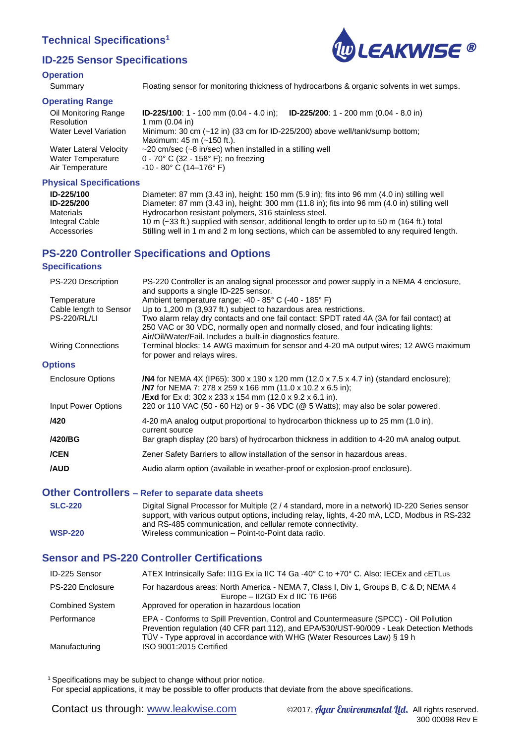# Technical Specifications[1]

## ID-225 Sensor Specifications

### Operation

| | |
|---|---|
| Summary | Floating sensor for monitoring thickness of hydrocarbons & organic solvents in wet sumps. |

### Operating Range

| | |
|---|---|
| Oil Monitoring Range | **ID-225/100**: 1 - 100 mm (0.04 - 4.0 in); **ID-225/200**: 1 - 200 mm (0.04 - 8.0 in) |
| Resolution | 1 mm (0.04 in) |
| Water Level Variation | Minimum: 30 cm (~12 in) (33 cm for ID-225/200) above well/tank/sump bottom; Maximum: 45 m (~150 ft.). |
| Water Lateral Velocity | ~20 cm/sec (~8 in/sec) when installed in a stilling well |
| Water Temperature | 0 - 70° C (32 - 158° F); no freezing |
| Air Temperature | -10 - 80° C (14–176° F) |

### Physical Specifications

| | |
|---|---|
| **ID-225/100** | Diameter: 87 mm (3.43 in), height: 150 mm (5.9 in); fits into 96 mm (4.0 in) stilling well |
| **ID-225/200** | Diameter: 87 mm (3.43 in), height: 300 mm (11.8 in); fits into 96 mm (4.0 in) stilling well |
| Materials | Hydrocarbon resistant polymers, 316 stainless steel. |
| Integral Cable | 10 m (~33 ft.) supplied with sensor, additional length to order up to 50 m (164 ft.) total |
| Accessories | Stilling well in 1 m and 2 m long sections, which can be assembled to any required length. |

## PS-220 Controller Specifications and Options

### Specifications

| | |
|---|---|
| PS-220 Description | PS-220 Controller is an analog signal processor and power supply in a NEMA 4 enclosure, and supports a single ID-225 sensor. |
| Temperature | Ambient temperature range: -40 - 85° C (-40 - 185° F) |
| Cable length to Sensor | Up to 1,200 m (3,937 ft.) subject to hazardous area restrictions. |
| PS-220/RL/LI | Two alarm relay dry contacts and one fail contact: SPDT rated 4A (3A for fail contact) at 250 VAC or 30 VDC, normally open and normally closed, and four indicating lights: Air/Oil/Water/Fail. Includes a built-in diagnostics feature. |
| Wiring Connections | Terminal blocks: 14 AWG maximum for sensor and 4-20 mA output wires; 12 AWG maximum for power and relays wires. |

### Options

| | |
|---|---|
| Enclosure Options | **/N4** for NEMA 4X (IP65): 300 x 190 x 120 mm (12.0 x 7.5 x 4.7 in) (standard enclosure); **/N7** for NEMA 7: 278 x 259 x 166 mm (11.0 x 10.2 x 6.5 in); **/Exd** for Ex d: 302 x 233 x 154 mm (12.0 x 9.2 x 6.1 in). |
| Input Power Options | 220 or 110 VAC (50 - 60 Hz) or 9 - 36 VDC (@ 5 Watts); may also be solar powered. |
| **/420** | 4-20 mA analog output proportional to hydrocarbon thickness up to 25 mm (1.0 in), current source |
| **/420/BG** | Bar graph display (20 bars) of hydrocarbon thickness in addition to 4-20 mA analog output. |
| **/CEN** | Zener Safety Barriers to allow installation of the sensor in hazardous areas. |
| **/AUD** | Audio alarm option (available in weather-proof or explosion-proof enclosure). |

## Other Controllers – Refer to separate data sheets

| | |
|---|---|
| **SLC-220** | Digital Signal Processor for Multiple (2 / 4 standard, more in a network) ID-220 Series sensor support, with various output options, including relay, lights, 4-20 mA, LCD, Modbus in RS-232 and RS-485 communication, and cellular remote connectivity. |
| **WSP-220** | Wireless communication – Point-to-Point data radio. |

## Sensor and PS-220 Controller Certifications

| | |
|---|---|
| ID-225 Sensor | ATEX Intrinsically Safe: II1G Ex ia IIC T4 Ga -40° C to +70° C. Also: IECEx and cETLus |
| PS-220 Enclosure | For hazardous areas: North America - NEMA 7, Class I, Div 1, Groups B, C & D; NEMA 4 Europe – II2GD Ex d IIC T6 IP66 |
| Combined System | Approved for operation in hazardous location |
| Performance | EPA - Conforms to Spill Prevention, Control and Countermeasure (SPCC) - Oil Pollution Prevention regulation (40 CFR part 112), and EPA/530/UST-90/009 - Leak Detection Methods TÜV - Type approval in accordance with WHG (Water Resources Law) § 19 h |
| Manufacturing | ISO 9001:2015 Certified |

[1] Specifications may be subject to change without prior notice.
For special applications, it may be possible to offer products that deviate from the above specifications.

Contact us through: www.leakwise.com

©2017, Agar Environmental Ltd. All rights reserved.
300 00098 Rev E